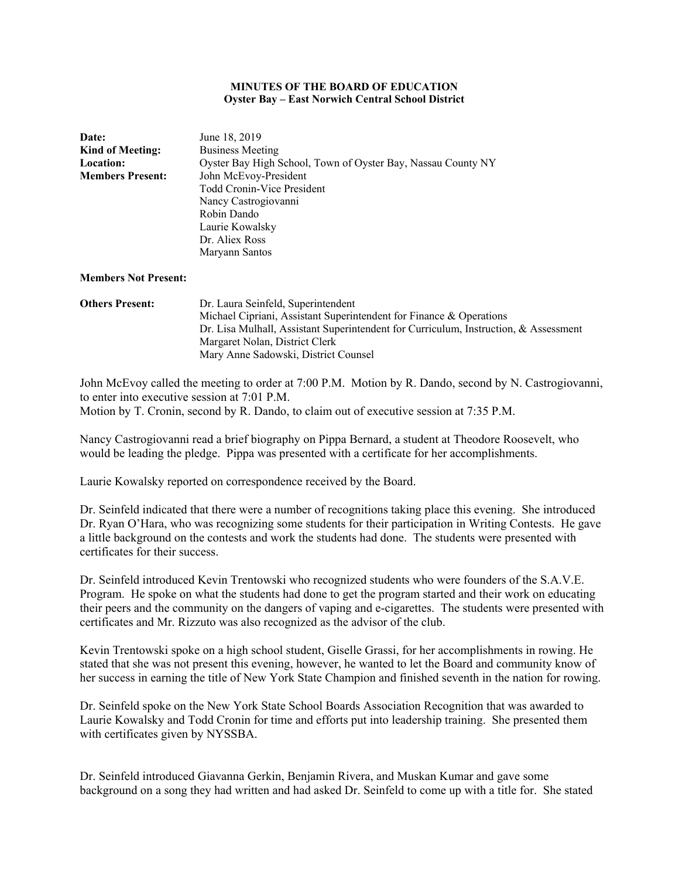**MINUTES OF THE BOARD OF EDUCATION**
**Oyster Bay – East Norwich Central School District**

| | |
|---|---|
| **Date:** | June 18, 2019 |
| **Kind of Meeting:** | Business Meeting |
| **Location:** | Oyster Bay High School, Town of Oyster Bay, Nassau County NY |
| **Members Present:** | John McEvoy-President<br>Todd Cronin-Vice President<br>Nancy Castrogiovanni<br>Robin Dando<br>Laurie Kowalsky<br>Dr. Aliex Ross<br>Maryann Santos |
| **Members Not Present:** | |
| **Others Present:** | Dr. Laura Seinfeld, Superintendent<br>Michael Cipriani, Assistant Superintendent for Finance & Operations<br>Dr. Lisa Mulhall, Assistant Superintendent for Curriculum, Instruction, & Assessment<br>Margaret Nolan, District Clerk<br>Mary Anne Sadowski, District Counsel |

John McEvoy called the meeting to order at 7:00 P.M. Motion by R. Dando, second by N. Castrogiovanni, to enter into executive session at 7:01 P.M.
Motion by T. Cronin, second by R. Dando, to claim out of executive session at 7:35 P.M.

Nancy Castrogiovanni read a brief biography on Pippa Bernard, a student at Theodore Roosevelt, who would be leading the pledge. Pippa was presented with a certificate for her accomplishments.

Laurie Kowalsky reported on correspondence received by the Board.

Dr. Seinfeld indicated that there were a number of recognitions taking place this evening. She introduced Dr. Ryan O'Hara, who was recognizing some students for their participation in Writing Contests. He gave a little background on the contests and work the students had done. The students were presented with certificates for their success.

Dr. Seinfeld introduced Kevin Trentowski who recognized students who were founders of the S.A.V.E. Program. He spoke on what the students had done to get the program started and their work on educating their peers and the community on the dangers of vaping and e-cigarettes. The students were presented with certificates and Mr. Rizzuto was also recognized as the advisor of the club.

Kevin Trentowski spoke on a high school student, Giselle Grassi, for her accomplishments in rowing. He stated that she was not present this evening, however, he wanted to let the Board and community know of her success in earning the title of New York State Champion and finished seventh in the nation for rowing.

Dr. Seinfeld spoke on the New York State School Boards Association Recognition that was awarded to Laurie Kowalsky and Todd Cronin for time and efforts put into leadership training. She presented them with certificates given by NYSSBA.

Dr. Seinfeld introduced Giavanna Gerkin, Benjamin Rivera, and Muskan Kumar and gave some background on a song they had written and had asked Dr. Seinfeld to come up with a title for. She stated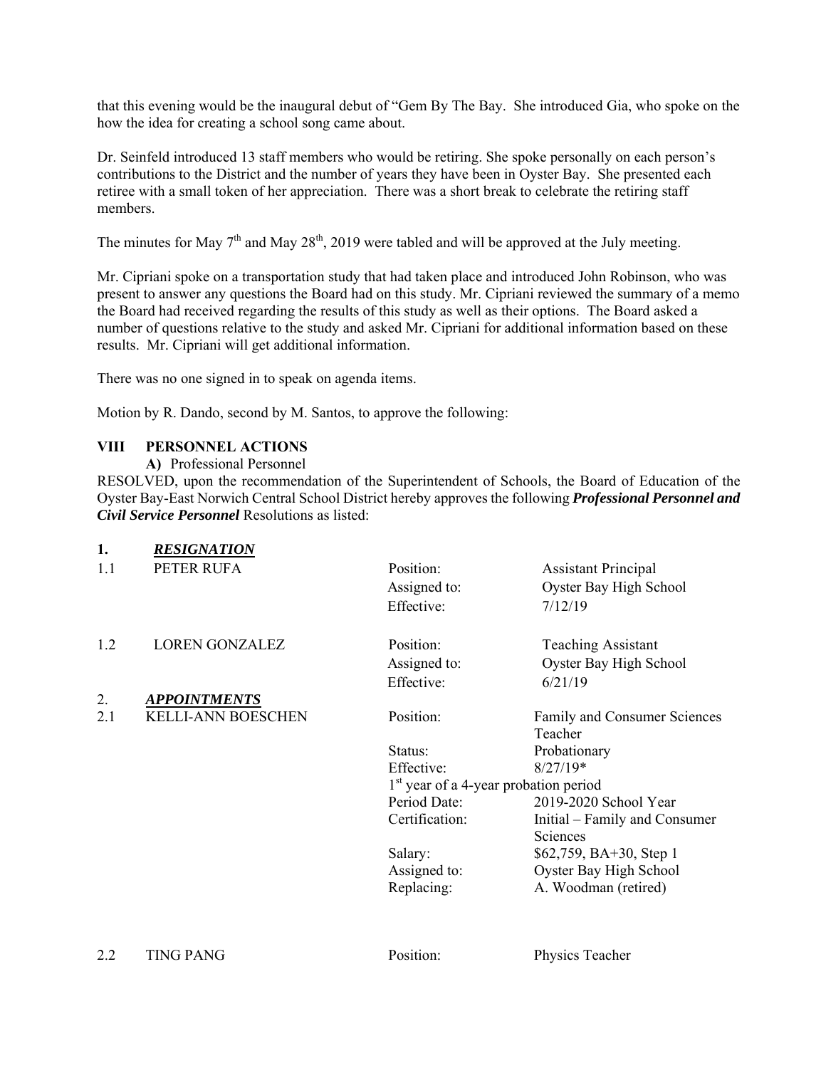that this evening would be the inaugural debut of "Gem By The Bay. She introduced Gia, who spoke on the how the idea for creating a school song came about.

Dr. Seinfeld introduced 13 staff members who would be retiring. She spoke personally on each person's contributions to the District and the number of years they have been in Oyster Bay. She presented each retiree with a small token of her appreciation. There was a short break to celebrate the retiring staff members.

The minutes for May 7th and May 28th, 2019 were tabled and will be approved at the July meeting.

Mr. Cipriani spoke on a transportation study that had taken place and introduced John Robinson, who was present to answer any questions the Board had on this study. Mr. Cipriani reviewed the summary of a memo the Board had received regarding the results of this study as well as their options. The Board asked a number of questions relative to the study and asked Mr. Cipriani for additional information based on these results. Mr. Cipriani will get additional information.

There was no one signed in to speak on agenda items.

Motion by R. Dando, second by M. Santos, to approve the following:

## VIII PERSONNEL ACTIONS

**A)** Professional Personnel

RESOLVED, upon the recommendation of the Superintendent of Schools, the Board of Education of the Oyster Bay-East Norwich Central School District hereby approves the following ***Professional Personnel and Civil Service Personnel*** Resolutions as listed:

**1. _RESIGNATION_**

| | | | |
|---|---|---|---|
| 1.1 | PETER RUFA | Position: | Assistant Principal |
| | | Assigned to: | Oyster Bay High School |
| | | Effective: | 7/12/19 |
| 1.2 | LOREN GONZALEZ | Position: | Teaching Assistant |
| | | Assigned to: | Oyster Bay High School |
| | | Effective: | 6/21/19 |

**2. _APPOINTMENTS_**

| | | | |
|---|---|---|---|
| 2.1 | KELLI-ANN BOESCHEN | Position: | Family and Consumer Sciences Teacher |
| | | Status: | Probationary |
| | | Effective: | 8/27/19* |
| | | 1st year of a 4-year probation period | |
| | | Period Date: | 2019-2020 School Year |
| | | Certification: | Initial – Family and Consumer Sciences |
| | | Salary: | $62,759, BA+30, Step 1 |
| | | Assigned to: | Oyster Bay High School |
| | | Replacing: | A. Woodman (retired) |
| 2.2 | TING PANG | Position: | Physics Teacher |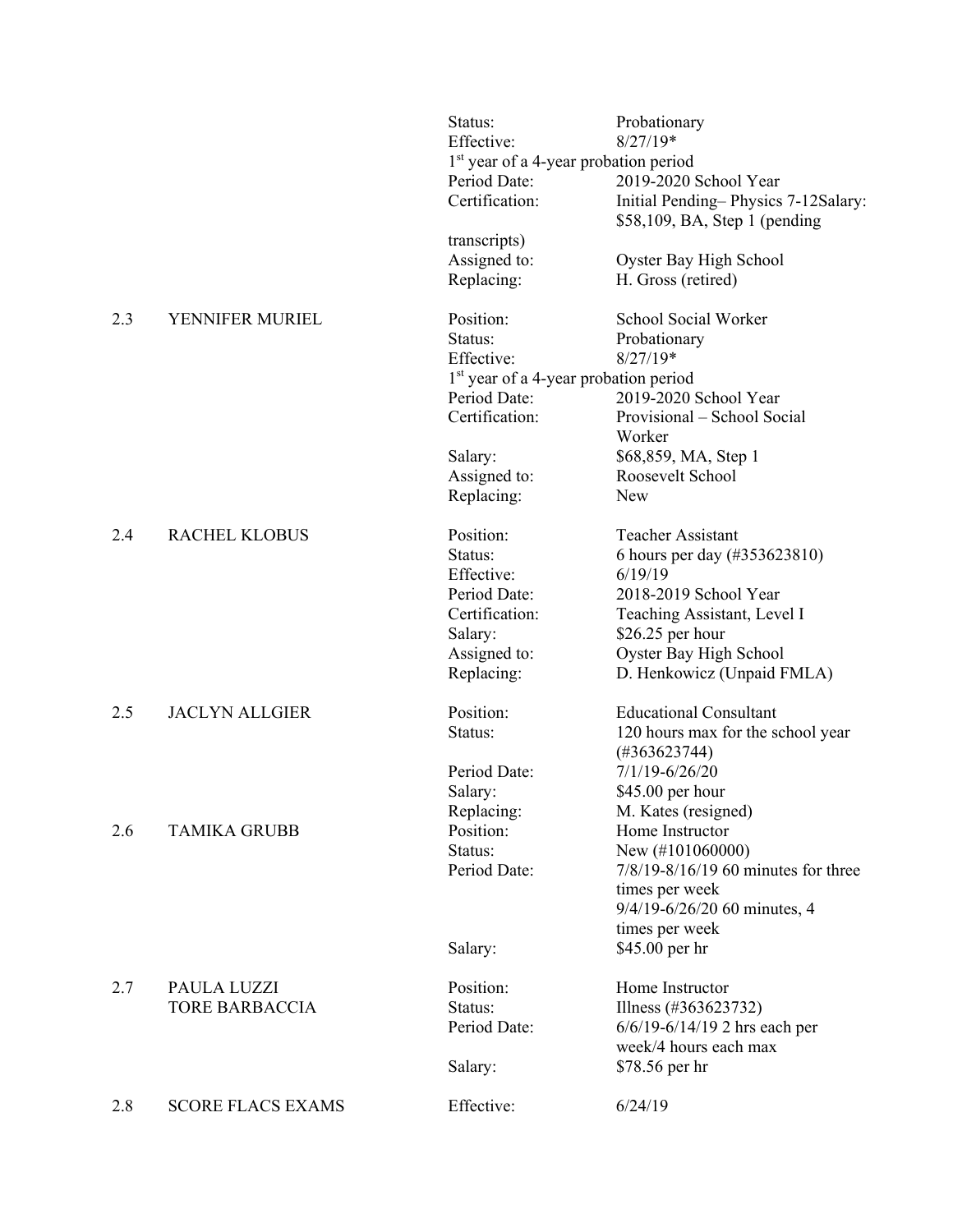| | | | |
|---|---|---|---|
| | | Status: | Probationary |
| | | Effective: | 8/27/19* |
| | | 1st year of a 4-year probation period | |
| | | Period Date: | 2019-2020 School Year |
| | | Certification: | Initial Pending– Physics 7-12Salary: $58,109, BA, Step 1 (pending transcripts) |
| | | Assigned to: | Oyster Bay High School |
| | | Replacing: | H. Gross (retired) |
| 2.3 | YENNIFER MURIEL | Position: | School Social Worker |
| | | Status: | Probationary |
| | | Effective: | 8/27/19* |
| | | 1st year of a 4-year probation period | |
| | | Period Date: | 2019-2020 School Year |
| | | Certification: | Provisional – School Social Worker |
| | | Salary: | $68,859, MA, Step 1 |
| | | Assigned to: | Roosevelt School |
| | | Replacing: | New |
| 2.4 | RACHEL KLOBUS | Position: | Teacher Assistant |
| | | Status: | 6 hours per day (#353623810) |
| | | Effective: | 6/19/19 |
| | | Period Date: | 2018-2019 School Year |
| | | Certification: | Teaching Assistant, Level I |
| | | Salary: | $26.25 per hour |
| | | Assigned to: | Oyster Bay High School |
| | | Replacing: | D. Henkowicz (Unpaid FMLA) |
| 2.5 | JACLYN ALLGIER | Position: | Educational Consultant |
| | | Status: | 120 hours max for the school year (#363623744) |
| | | Period Date: | 7/1/19-6/26/20 |
| | | Salary: | $45.00 per hour |
| | | Replacing: | M. Kates (resigned) |
| 2.6 | TAMIKA GRUBB | Position: | Home Instructor |
| | | Status: | New (#101060000) |
| | | Period Date: | 7/8/19-8/16/19 60 minutes for three times per week<br>9/4/19-6/26/20 60 minutes, 4 times per week |
| | | Salary: | $45.00 per hr |
| 2.7 | PAULA LUZZI<br>TORE BARBACCIA | Position: | Home Instructor |
| | | Status: | Illness (#363623732) |
| | | Period Date: | 6/6/19-6/14/19 2 hrs each per week/4 hours each max |
| | | Salary: | $78.56 per hr |
| 2.8 | SCORE FLACS EXAMS | Effective: | 6/24/19 |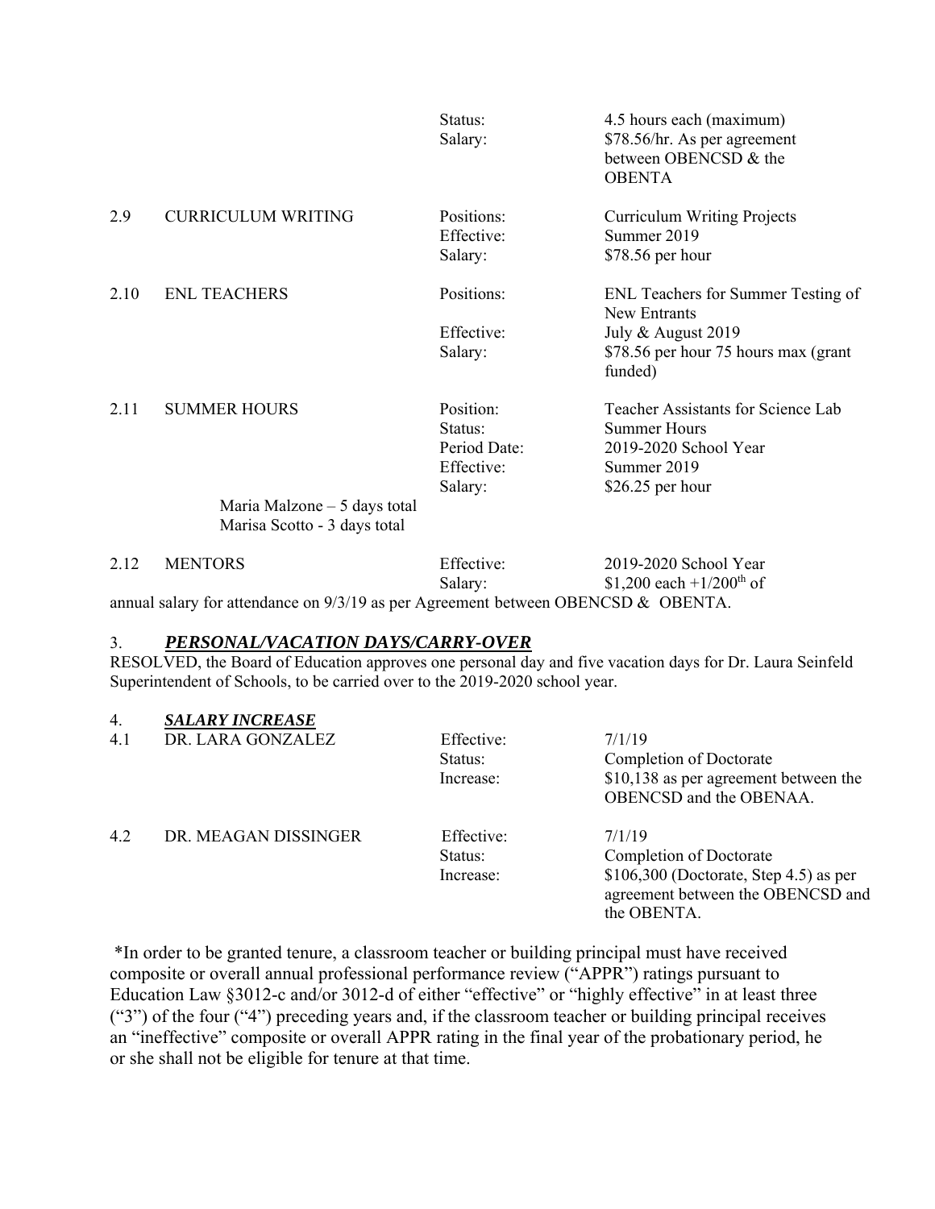| | | | |
|---|---|---|---|
| | | Status: | 4.5 hours each (maximum) |
| | | Salary: | $78.56/hr. As per agreement between OBENCSD & the OBENTA |
| 2.9 | CURRICULUM WRITING | Positions: | Curriculum Writing Projects |
| | | Effective: | Summer 2019 |
| | | Salary: | $78.56 per hour |
| 2.10 | ENL TEACHERS | Positions: | ENL Teachers for Summer Testing of New Entrants |
| | | Effective: | July & August 2019 |
| | | Salary: | $78.56 per hour 75 hours max (grant funded) |
| 2.11 | SUMMER HOURS | Position: | Teacher Assistants for Science Lab |
| | | Status: | Summer Hours |
| | | Period Date: | 2019-2020 School Year |
| | | Effective: | Summer 2019 |
| | | Salary: | $26.25 per hour |
| | Maria Malzone – 5 days total | | |
| | Marisa Scotto - 3 days total | | |
| 2.12 | MENTORS | Effective: | 2019-2020 School Year |
| | | Salary: | $1,200 each +1/200th of |

annual salary for attendance on 9/3/19 as per Agreement between OBENCSD & OBENTA.

### 3. ***PERSONAL/VACATION DAYS/CARRY-OVER***

RESOLVED, the Board of Education approves one personal day and five vacation days for Dr. Laura Seinfeld Superintendent of Schools, to be carried over to the 2019-2020 school year.

### 4. ***SALARY INCREASE***

| | | | |
|---|---|---|---|
| 4.1 | DR. LARA GONZALEZ | Effective: | 7/1/19 |
| | | Status: | Completion of Doctorate |
| | | Increase: | $10,138 as per agreement between the OBENCSD and the OBENAA. |
| 4.2 | DR. MEAGAN DISSINGER | Effective: | 7/1/19 |
| | | Status: | Completion of Doctorate |
| | | Increase: | $106,300 (Doctorate, Step 4.5) as per agreement between the OBENCSD and the OBENTA. |

*In order to be granted tenure, a classroom teacher or building principal must have received composite or overall annual professional performance review ("APPR") ratings pursuant to Education Law §3012-c and/or 3012-d of either "effective" or "highly effective" in at least three ("3") of the four ("4") preceding years and, if the classroom teacher or building principal receives an "ineffective" composite or overall APPR rating in the final year of the probationary period, he or she shall not be eligible for tenure at that time.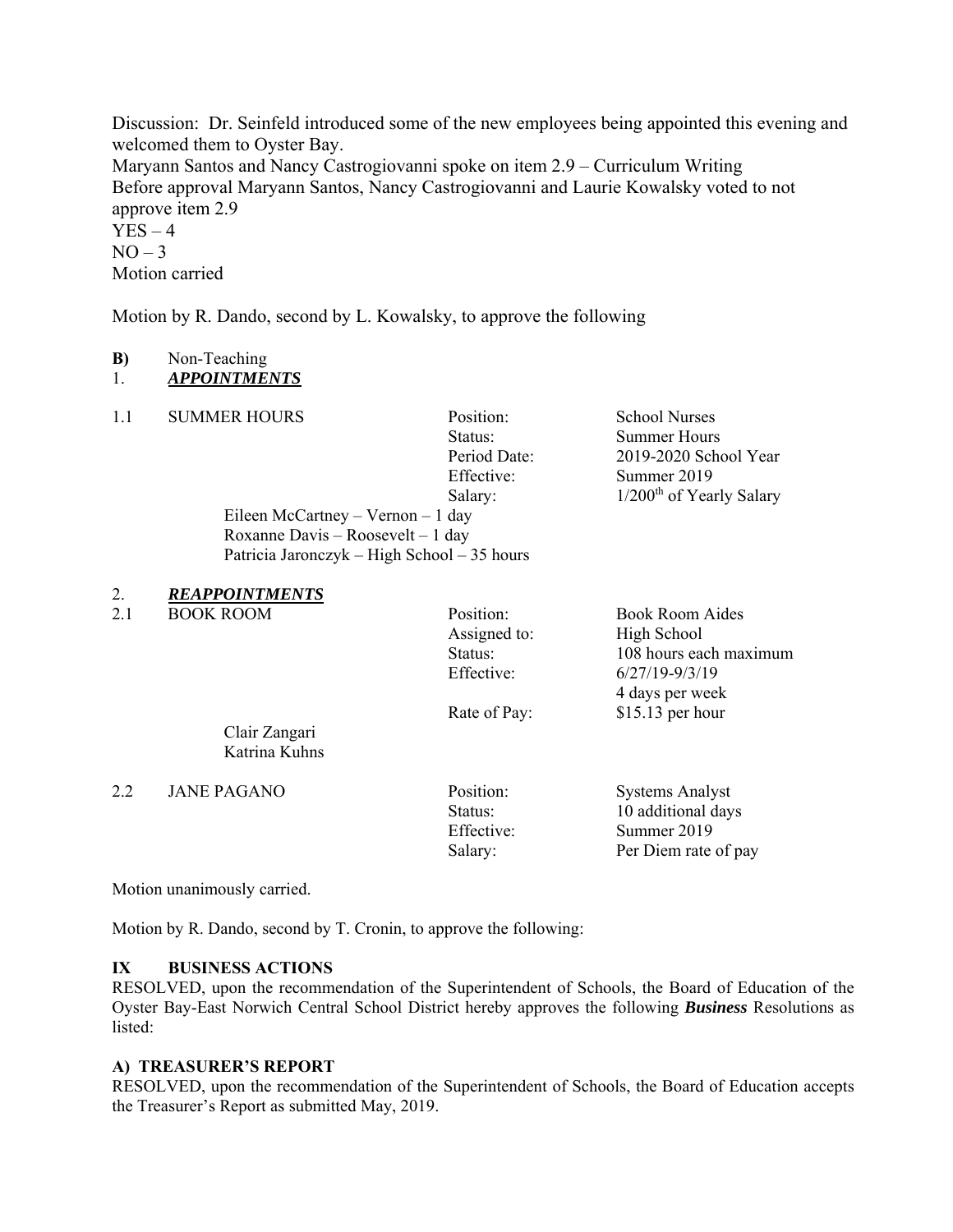Discussion: Dr. Seinfeld introduced some of the new employees being appointed this evening and welcomed them to Oyster Bay.
Maryann Santos and Nancy Castrogiovanni spoke on item 2.9 – Curriculum Writing
Before approval Maryann Santos, Nancy Castrogiovanni and Laurie Kowalsky voted to not approve item 2.9
YES – 4
NO – 3
Motion carried

Motion by R. Dando, second by L. Kowalsky, to approve the following

**B)** Non-Teaching
1. ***APPOINTMENTS***

| | | | |
|---|---|---|---|
| 1.1 | SUMMER HOURS | Position: | School Nurses |
| | | Status: | Summer Hours |
| | | Period Date: | 2019-2020 School Year |
| | | Effective: | Summer 2019 |
| | | Salary: | 1/200th of Yearly Salary |

Eileen McCartney – Vernon – 1 day
Roxanne Davis – Roosevelt – 1 day
Patricia Jaronczyk – High School – 35 hours

2. ***REAPPOINTMENTS***

| | | | |
|---|---|---|---|
| 2.1 | BOOK ROOM | Position: | Book Room Aides |
| | | Assigned to: | High School |
| | | Status: | 108 hours each maximum |
| | | Effective: | 6/27/19-9/3/19 |
| | | | 4 days per week |
| | | Rate of Pay: | $15.13 per hour |

Clair Zangari
Katrina Kuhns

| | | | |
|---|---|---|---|
| 2.2 | JANE PAGANO | Position: | Systems Analyst |
| | | Status: | 10 additional days |
| | | Effective: | Summer 2019 |
| | | Salary: | Per Diem rate of pay |

Motion unanimously carried.

Motion by R. Dando, second by T. Cronin, to approve the following:

**IX BUSINESS ACTIONS**

RESOLVED, upon the recommendation of the Superintendent of Schools, the Board of Education of the Oyster Bay-East Norwich Central School District hereby approves the following ***Business*** Resolutions as listed:

**A) TREASURER'S REPORT**

RESOLVED, upon the recommendation of the Superintendent of Schools, the Board of Education accepts the Treasurer's Report as submitted May, 2019.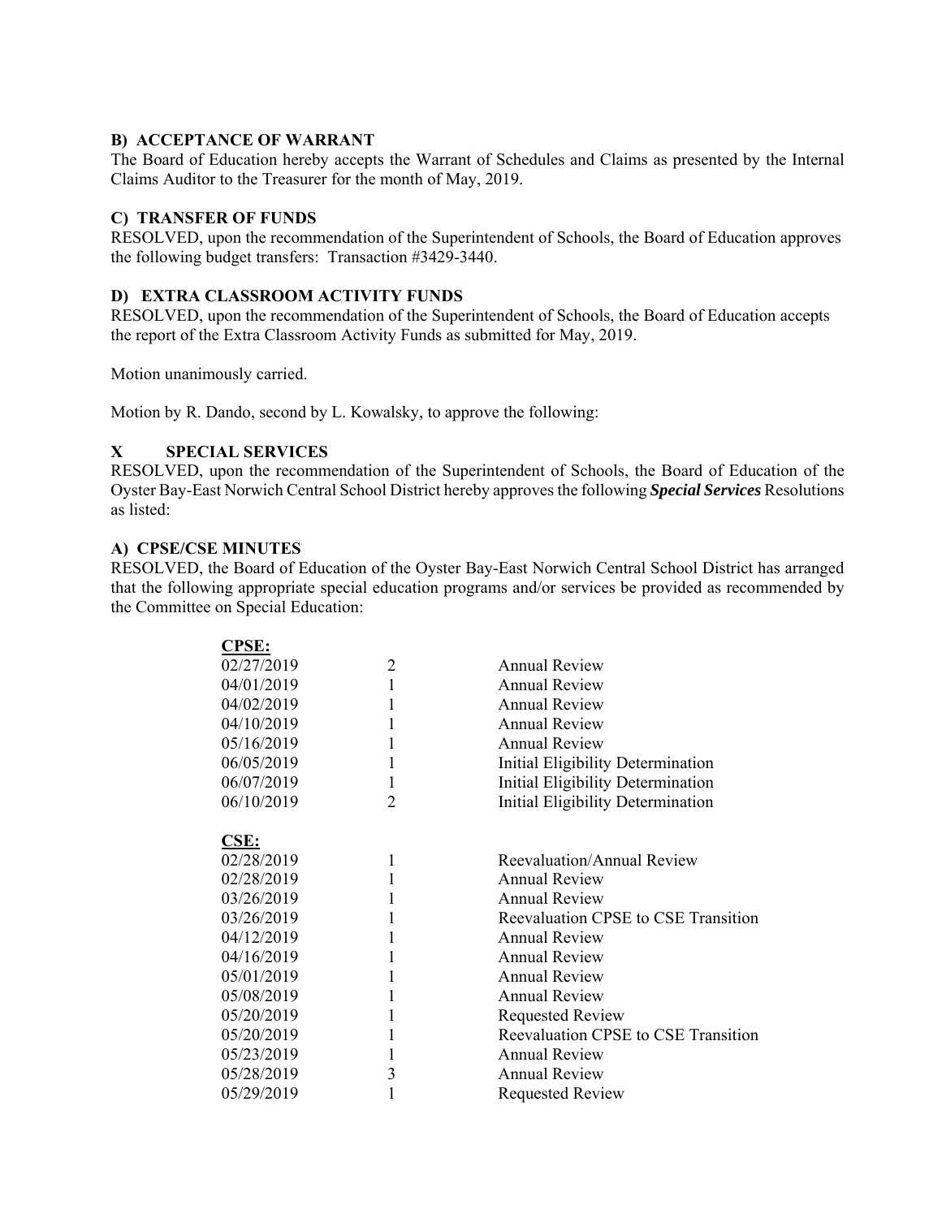### B) ACCEPTANCE OF WARRANT

The Board of Education hereby accepts the Warrant of Schedules and Claims as presented by the Internal Claims Auditor to the Treasurer for the month of May, 2019.

### C) TRANSFER OF FUNDS

RESOLVED, upon the recommendation of the Superintendent of Schools, the Board of Education approves the following budget transfers: Transaction #3429-3440.

### D) EXTRA CLASSROOM ACTIVITY FUNDS

RESOLVED, upon the recommendation of the Superintendent of Schools, the Board of Education accepts the report of the Extra Classroom Activity Funds as submitted for May, 2019.

Motion unanimously carried.

Motion by R. Dando, second by L. Kowalsky, to approve the following:

## X SPECIAL SERVICES

RESOLVED, upon the recommendation of the Superintendent of Schools, the Board of Education of the Oyster Bay-East Norwich Central School District hereby approves the following ***Special Services*** Resolutions as listed:

### A) CPSE/CSE MINUTES

RESOLVED, the Board of Education of the Oyster Bay-East Norwich Central School District has arranged that the following appropriate special education programs and/or services be provided as recommended by the Committee on Special Education:

**CPSE:**

| Date | Count | Type |
|---|---|---|
| 02/27/2019 | 2 | Annual Review |
| 04/01/2019 | 1 | Annual Review |
| 04/02/2019 | 1 | Annual Review |
| 04/10/2019 | 1 | Annual Review |
| 05/16/2019 | 1 | Annual Review |
| 06/05/2019 | 1 | Initial Eligibility Determination |
| 06/07/2019 | 1 | Initial Eligibility Determination |
| 06/10/2019 | 2 | Initial Eligibility Determination |

**CSE:**

| Date | Count | Type |
|---|---|---|
| 02/28/2019 | 1 | Reevaluation/Annual Review |
| 02/28/2019 | 1 | Annual Review |
| 03/26/2019 | 1 | Annual Review |
| 03/26/2019 | 1 | Reevaluation CPSE to CSE Transition |
| 04/12/2019 | 1 | Annual Review |
| 04/16/2019 | 1 | Annual Review |
| 05/01/2019 | 1 | Annual Review |
| 05/08/2019 | 1 | Annual Review |
| 05/20/2019 | 1 | Requested Review |
| 05/20/2019 | 1 | Reevaluation CPSE to CSE Transition |
| 05/23/2019 | 1 | Annual Review |
| 05/28/2019 | 3 | Annual Review |
| 05/29/2019 | 1 | Requested Review |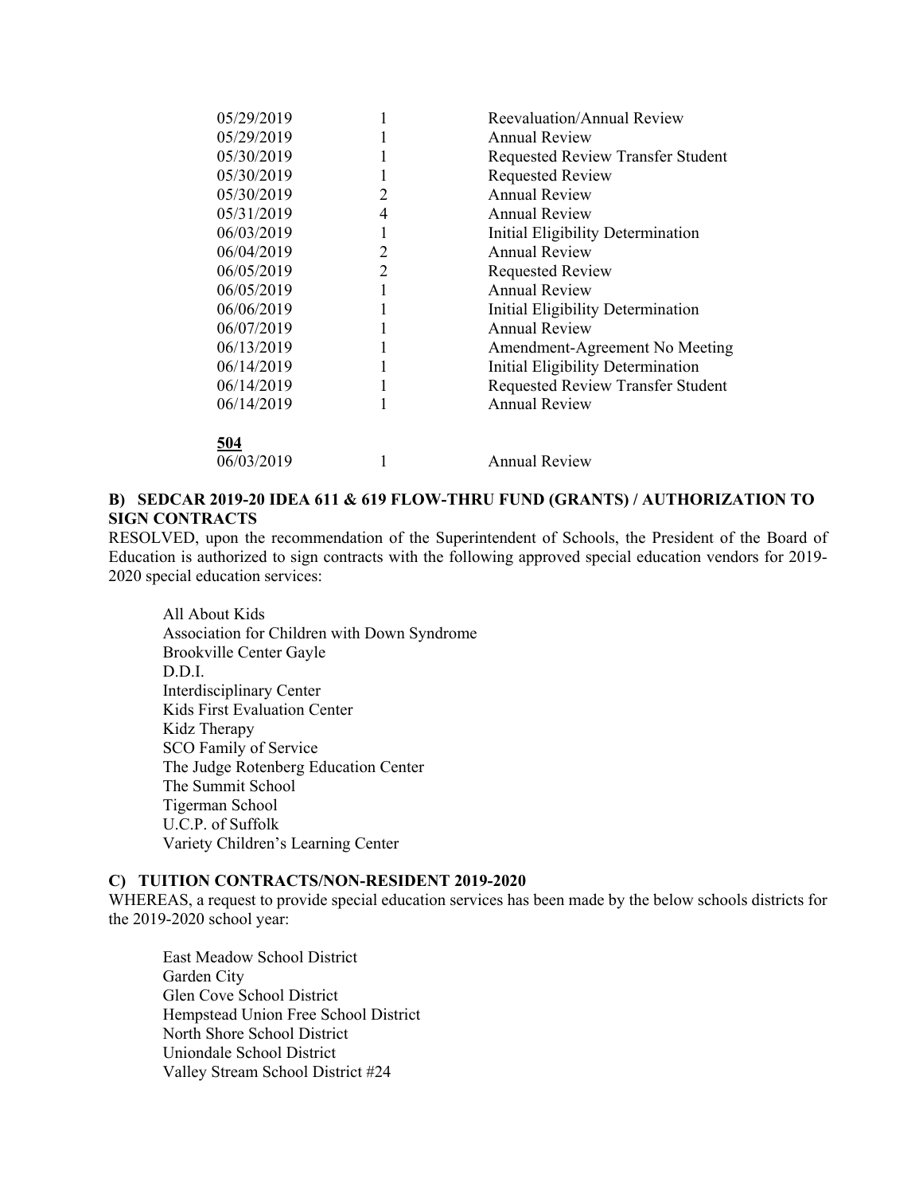| | | |
|---|---|---|
| 05/29/2019 | 1 | Reevaluation/Annual Review |
| 05/29/2019 | 1 | Annual Review |
| 05/30/2019 | 1 | Requested Review Transfer Student |
| 05/30/2019 | 1 | Requested Review |
| 05/30/2019 | 2 | Annual Review |
| 05/31/2019 | 4 | Annual Review |
| 06/03/2019 | 1 | Initial Eligibility Determination |
| 06/04/2019 | 2 | Annual Review |
| 06/05/2019 | 2 | Requested Review |
| 06/05/2019 | 1 | Annual Review |
| 06/06/2019 | 1 | Initial Eligibility Determination |
| 06/07/2019 | 1 | Annual Review |
| 06/13/2019 | 1 | Amendment-Agreement No Meeting |
| 06/14/2019 | 1 | Initial Eligibility Determination |
| 06/14/2019 | 1 | Requested Review Transfer Student |
| 06/14/2019 | 1 | Annual Review |

**504**

| | | |
|---|---|---|
| 06/03/2019 | 1 | Annual Review |

**B) SEDCAR 2019-20 IDEA 611 & 619 FLOW-THRU FUND (GRANTS) / AUTHORIZATION TO SIGN CONTRACTS**

RESOLVED, upon the recommendation of the Superintendent of Schools, the President of the Board of Education is authorized to sign contracts with the following approved special education vendors for 2019-2020 special education services:

All About Kids
Association for Children with Down Syndrome
Brookville Center Gayle
D.D.I.
Interdisciplinary Center
Kids First Evaluation Center
Kidz Therapy
SCO Family of Service
The Judge Rotenberg Education Center
The Summit School
Tigerman School
U.C.P. of Suffolk
Variety Children's Learning Center

**C) TUITION CONTRACTS/NON-RESIDENT 2019-2020**

WHEREAS, a request to provide special education services has been made by the below schools districts for the 2019-2020 school year:

East Meadow School District
Garden City
Glen Cove School District
Hempstead Union Free School District
North Shore School District
Uniondale School District
Valley Stream School District #24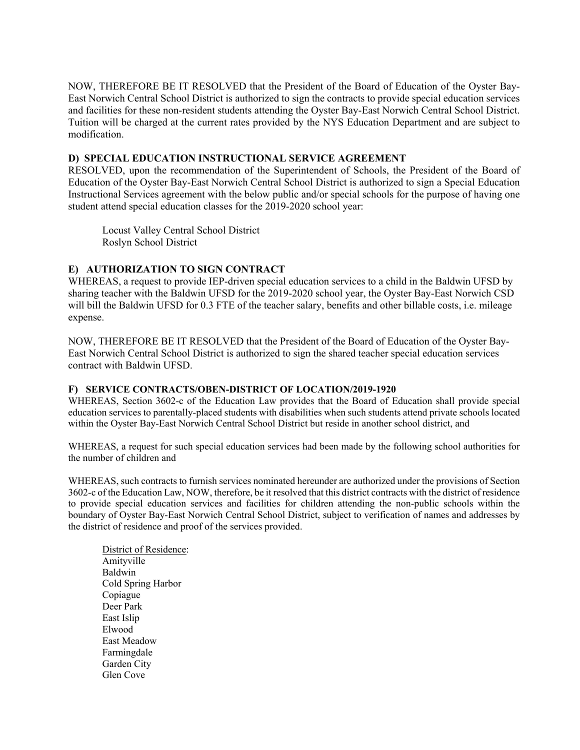NOW, THEREFORE BE IT RESOLVED that the President of the Board of Education of the Oyster Bay-East Norwich Central School District is authorized to sign the contracts to provide special education services and facilities for these non-resident students attending the Oyster Bay-East Norwich Central School District. Tuition will be charged at the current rates provided by the NYS Education Department and are subject to modification.

**D) SPECIAL EDUCATION INSTRUCTIONAL SERVICE AGREEMENT**

RESOLVED, upon the recommendation of the Superintendent of Schools, the President of the Board of Education of the Oyster Bay-East Norwich Central School District is authorized to sign a Special Education Instructional Services agreement with the below public and/or special schools for the purpose of having one student attend special education classes for the 2019-2020 school year:

Locust Valley Central School District
Roslyn School District

**E) AUTHORIZATION TO SIGN CONTRACT**

WHEREAS, a request to provide IEP-driven special education services to a child in the Baldwin UFSD by sharing teacher with the Baldwin UFSD for the 2019-2020 school year, the Oyster Bay-East Norwich CSD will bill the Baldwin UFSD for 0.3 FTE of the teacher salary, benefits and other billable costs, i.e. mileage expense.

NOW, THEREFORE BE IT RESOLVED that the President of the Board of Education of the Oyster Bay-East Norwich Central School District is authorized to sign the shared teacher special education services contract with Baldwin UFSD.

**F) SERVICE CONTRACTS/OBEN-DISTRICT OF LOCATION/2019-1920**

WHEREAS, Section 3602-c of the Education Law provides that the Board of Education shall provide special education services to parentally-placed students with disabilities when such students attend private schools located within the Oyster Bay-East Norwich Central School District but reside in another school district, and

WHEREAS, a request for such special education services had been made by the following school authorities for the number of children and

WHEREAS, such contracts to furnish services nominated hereunder are authorized under the provisions of Section 3602-c of the Education Law, NOW, therefore, be it resolved that this district contracts with the district of residence to provide special education services and facilities for children attending the non-public schools within the boundary of Oyster Bay-East Norwich Central School District, subject to verification of names and addresses by the district of residence and proof of the services provided.

<u>District of Residence</u>:
Amityville
Baldwin
Cold Spring Harbor
Copiague
Deer Park
East Islip
Elwood
East Meadow
Farmingdale
Garden City
Glen Cove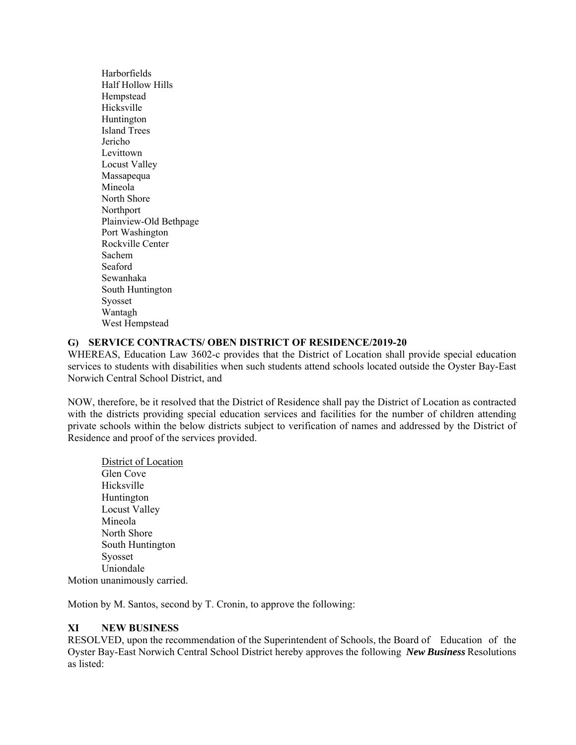Harborfields
Half Hollow Hills
Hempstead
Hicksville
Huntington
Island Trees
Jericho
Levittown
Locust Valley
Massapequa
Mineola
North Shore
Northport
Plainview-Old Bethpage
Port Washington
Rockville Center
Sachem
Seaford
Sewanhaka
South Huntington
Syosset
Wantagh
West Hempstead

**G) SERVICE CONTRACTS/ OBEN DISTRICT OF RESIDENCE/2019-20**

WHEREAS, Education Law 3602-c provides that the District of Location shall provide special education services to students with disabilities when such students attend schools located outside the Oyster Bay-East Norwich Central School District, and

NOW, therefore, be it resolved that the District of Residence shall pay the District of Location as contracted with the districts providing special education services and facilities for the number of children attending private schools within the below districts subject to verification of names and addressed by the District of Residence and proof of the services provided.

<u>District of Location</u>
Glen Cove
Hicksville
Huntington
Locust Valley
Mineola
North Shore
South Huntington
Syosset
Uniondale

Motion unanimously carried.

Motion by M. Santos, second by T. Cronin, to approve the following:

**XI NEW BUSINESS**

RESOLVED, upon the recommendation of the Superintendent of Schools, the Board of Education of the Oyster Bay-East Norwich Central School District hereby approves the following ***New Business*** Resolutions as listed: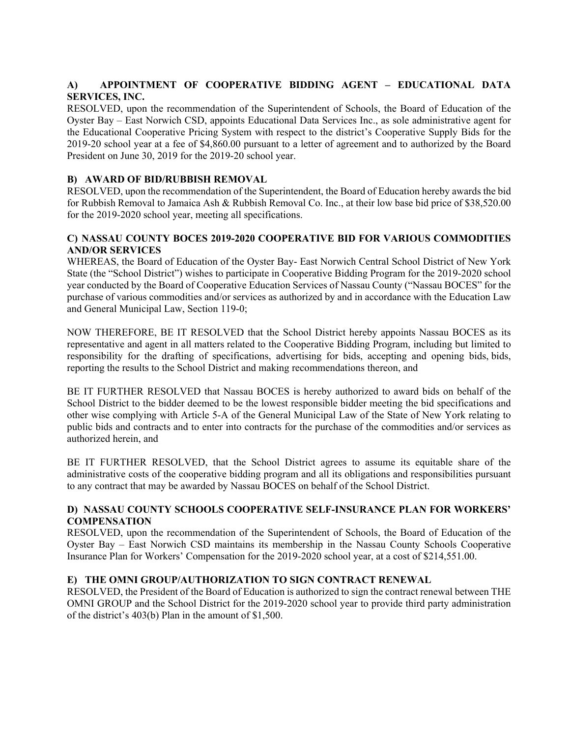### A) APPOINTMENT OF COOPERATIVE BIDDING AGENT – EDUCATIONAL DATA SERVICES, INC.

RESOLVED, upon the recommendation of the Superintendent of Schools, the Board of Education of the Oyster Bay – East Norwich CSD, appoints Educational Data Services Inc., as sole administrative agent for the Educational Cooperative Pricing System with respect to the district's Cooperative Supply Bids for the 2019-20 school year at a fee of $4,860.00 pursuant to a letter of agreement and to authorized by the Board President on June 30, 2019 for the 2019-20 school year.

### B) AWARD OF BID/RUBBISH REMOVAL

RESOLVED, upon the recommendation of the Superintendent, the Board of Education hereby awards the bid for Rubbish Removal to Jamaica Ash & Rubbish Removal Co. Inc., at their low base bid price of $38,520.00 for the 2019-2020 school year, meeting all specifications.

### C) NASSAU COUNTY BOCES 2019-2020 COOPERATIVE BID FOR VARIOUS COMMODITIES AND/OR SERVICES

WHEREAS, the Board of Education of the Oyster Bay- East Norwich Central School District of New York State (the "School District") wishes to participate in Cooperative Bidding Program for the 2019-2020 school year conducted by the Board of Cooperative Education Services of Nassau County ("Nassau BOCES" for the purchase of various commodities and/or services as authorized by and in accordance with the Education Law and General Municipal Law, Section 119-0;

NOW THEREFORE, BE IT RESOLVED that the School District hereby appoints Nassau BOCES as its representative and agent in all matters related to the Cooperative Bidding Program, including but limited to responsibility for the drafting of specifications, advertising for bids, accepting and opening bids, bids, reporting the results to the School District and making recommendations thereon, and

BE IT FURTHER RESOLVED that Nassau BOCES is hereby authorized to award bids on behalf of the School District to the bidder deemed to be the lowest responsible bidder meeting the bid specifications and other wise complying with Article 5-A of the General Municipal Law of the State of New York relating to public bids and contracts and to enter into contracts for the purchase of the commodities and/or services as authorized herein, and

BE IT FURTHER RESOLVED, that the School District agrees to assume its equitable share of the administrative costs of the cooperative bidding program and all its obligations and responsibilities pursuant to any contract that may be awarded by Nassau BOCES on behalf of the School District.

### D) NASSAU COUNTY SCHOOLS COOPERATIVE SELF-INSURANCE PLAN FOR WORKERS' COMPENSATION

RESOLVED, upon the recommendation of the Superintendent of Schools, the Board of Education of the Oyster Bay – East Norwich CSD maintains its membership in the Nassau County Schools Cooperative Insurance Plan for Workers' Compensation for the 2019-2020 school year, at a cost of $214,551.00.

### E) THE OMNI GROUP/AUTHORIZATION TO SIGN CONTRACT RENEWAL

RESOLVED, the President of the Board of Education is authorized to sign the contract renewal between THE OMNI GROUP and the School District for the 2019-2020 school year to provide third party administration of the district's 403(b) Plan in the amount of $1,500.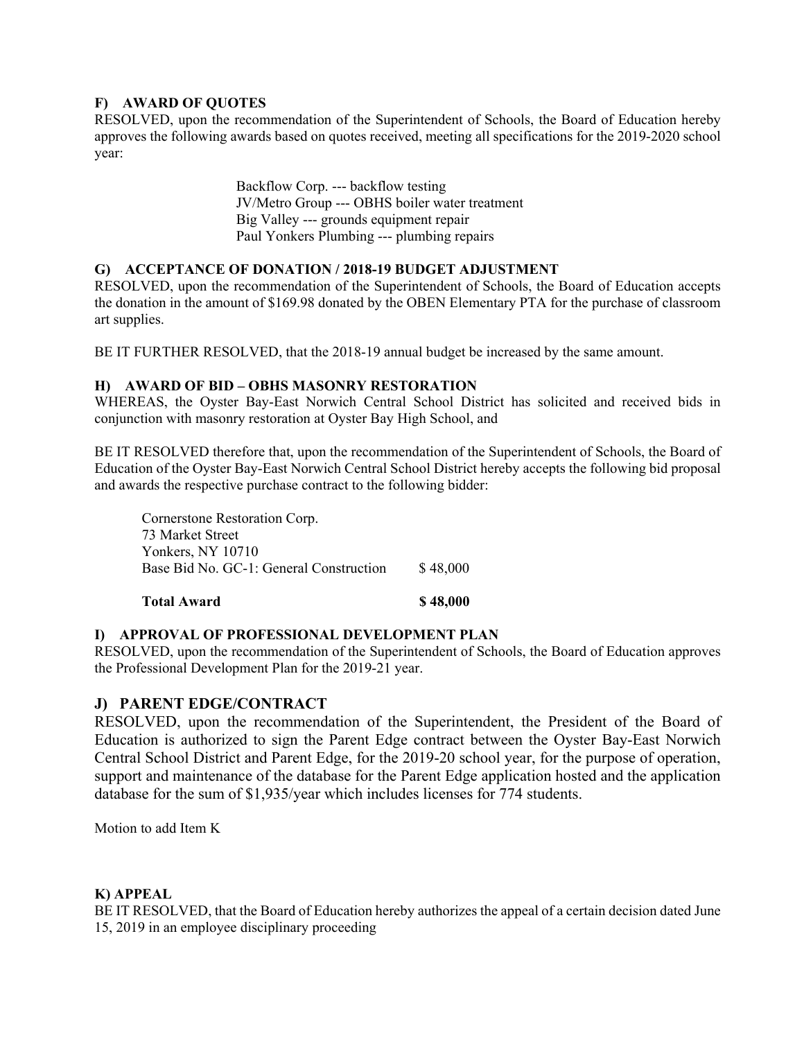### F) AWARD OF QUOTES

RESOLVED, upon the recommendation of the Superintendent of Schools, the Board of Education hereby approves the following awards based on quotes received, meeting all specifications for the 2019-2020 school year:

Backflow Corp. --- backflow testing
JV/Metro Group --- OBHS boiler water treatment
Big Valley --- grounds equipment repair
Paul Yonkers Plumbing --- plumbing repairs

### G) ACCEPTANCE OF DONATION / 2018-19 BUDGET ADJUSTMENT

RESOLVED, upon the recommendation of the Superintendent of Schools, the Board of Education accepts the donation in the amount of $169.98 donated by the OBEN Elementary PTA for the purchase of classroom art supplies.

BE IT FURTHER RESOLVED, that the 2018-19 annual budget be increased by the same amount.

### H) AWARD OF BID – OBHS MASONRY RESTORATION

WHEREAS, the Oyster Bay-East Norwich Central School District has solicited and received bids in conjunction with masonry restoration at Oyster Bay High School, and

BE IT RESOLVED therefore that, upon the recommendation of the Superintendent of Schools, the Board of Education of the Oyster Bay-East Norwich Central School District hereby accepts the following bid proposal and awards the respective purchase contract to the following bidder:

Cornerstone Restoration Corp.
73 Market Street
Yonkers, NY 10710

| | |
|---|---|
| Base Bid No. GC-1: General Construction | $ 48,000 |
| **Total Award** | **$ 48,000** |

### I) APPROVAL OF PROFESSIONAL DEVELOPMENT PLAN

RESOLVED, upon the recommendation of the Superintendent of Schools, the Board of Education approves the Professional Development Plan for the 2019-21 year.

### J) PARENT EDGE/CONTRACT

RESOLVED, upon the recommendation of the Superintendent, the President of the Board of Education is authorized to sign the Parent Edge contract between the Oyster Bay-East Norwich Central School District and Parent Edge, for the 2019-20 school year, for the purpose of operation, support and maintenance of the database for the Parent Edge application hosted and the application database for the sum of $1,935/year which includes licenses for 774 students.

Motion to add Item K

### K) APPEAL

BE IT RESOLVED, that the Board of Education hereby authorizes the appeal of a certain decision dated June 15, 2019 in an employee disciplinary proceeding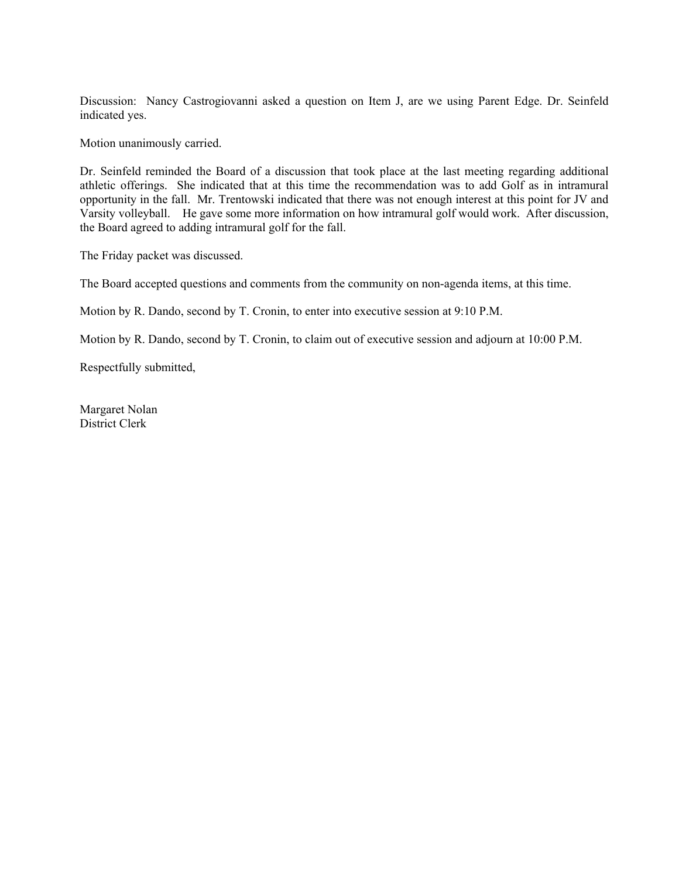Discussion: Nancy Castrogiovanni asked a question on Item J, are we using Parent Edge. Dr. Seinfeld indicated yes.

Motion unanimously carried.

Dr. Seinfeld reminded the Board of a discussion that took place at the last meeting regarding additional athletic offerings. She indicated that at this time the recommendation was to add Golf as in intramural opportunity in the fall. Mr. Trentowski indicated that there was not enough interest at this point for JV and Varsity volleyball. He gave some more information on how intramural golf would work. After discussion, the Board agreed to adding intramural golf for the fall.

The Friday packet was discussed.

The Board accepted questions and comments from the community on non-agenda items, at this time.

Motion by R. Dando, second by T. Cronin, to enter into executive session at 9:10 P.M.

Motion by R. Dando, second by T. Cronin, to claim out of executive session and adjourn at 10:00 P.M.

Respectfully submitted,

Margaret Nolan
District Clerk